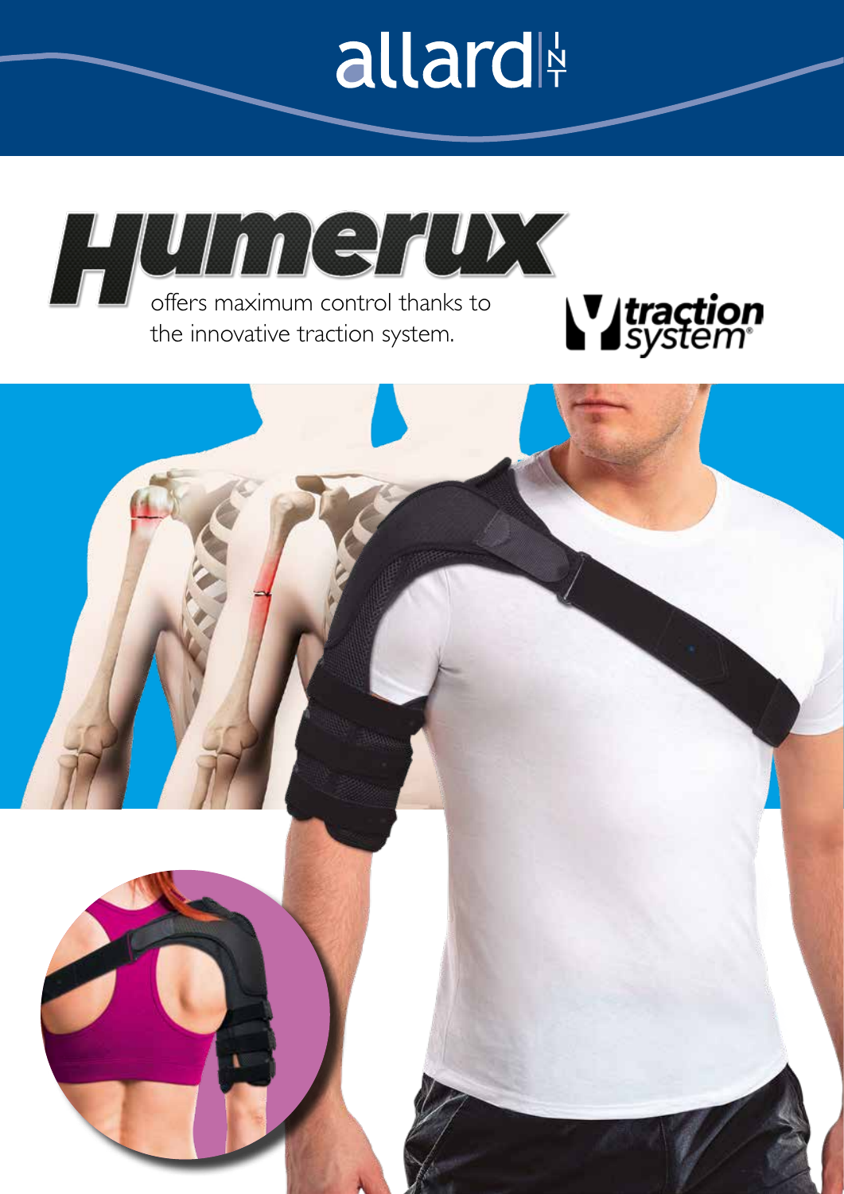allard INT

# Humerux

offers maximum control thanks to the innovative traction system.

traction system®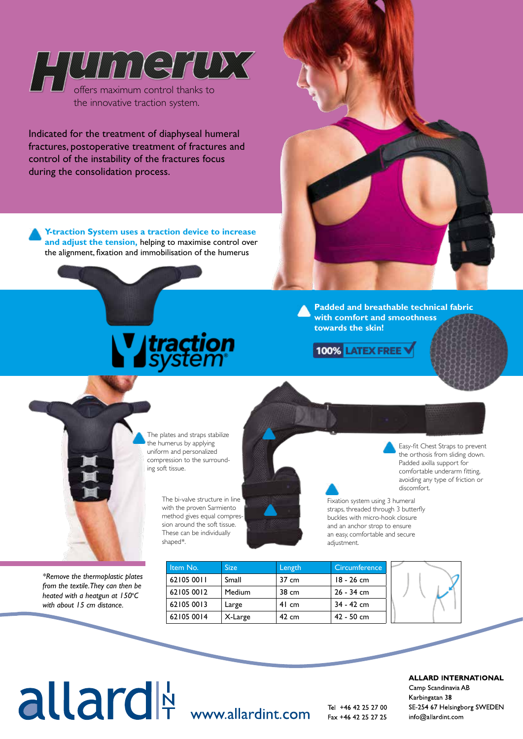# Humerux

offers maximum control thanks to the innovative traction system.

Indicated for the treatment of diaphyseal humeral fractures, postoperative treatment of fractures and control of the instability of the fractures focus during the consolidation process.

**Y-traction System uses a traction device to increase and adjust the tension,** helping to maximise control over the alignment, fixation and immobilisation of the humerus

Y traction system®

**Padded and breathable technical fabric with comfort and smoothness towards the skin!**

100% LATEX FREE

The plates and straps stabilize the humerus by applying uniform and personalized compression to the surrounding soft tissue.

The bi-valve structure in line with the proven Sarmiento method gives equal compression around the soft tissue. These can be individually shaped*.

Easy-fit Chest Straps to prevent the orthosis from sliding down. Padded axilla support for comfortable underarm fitting, avoiding any type of friction or discomfort.

Fixation system using 3 humeral straps, threaded through 3 butterfly buckles with micro-hook closure and an anchor strop to ensure an easy, comfortable and secure adjustment.

*\*Remove the thermoplastic plates from the textile. They can then be heated with a heatgun at 150°C with about 15 cm distance.*

| Item No. | Size | Length | Circumference |
|---|---|---|---|
| 62105 0011 | Small | 37 cm | 18 - 26 cm |
| 62105 0012 | Medium | 38 cm | 26 - 34 cm |
| 62105 0013 | Large | 41 cm | 34 - 42 cm |
| 62105 0014 | X-Large | 42 cm | 42 - 50 cm |

allard INT

www.allardint.com

Tel +46 42 25 27 00
Fax +46 42 25 27 25

**ALLARD INTERNATIONAL**
Camp Scandinavia AB
Karbingatan 38
SE-254 67 Helsingborg SWEDEN
info@allardint.com